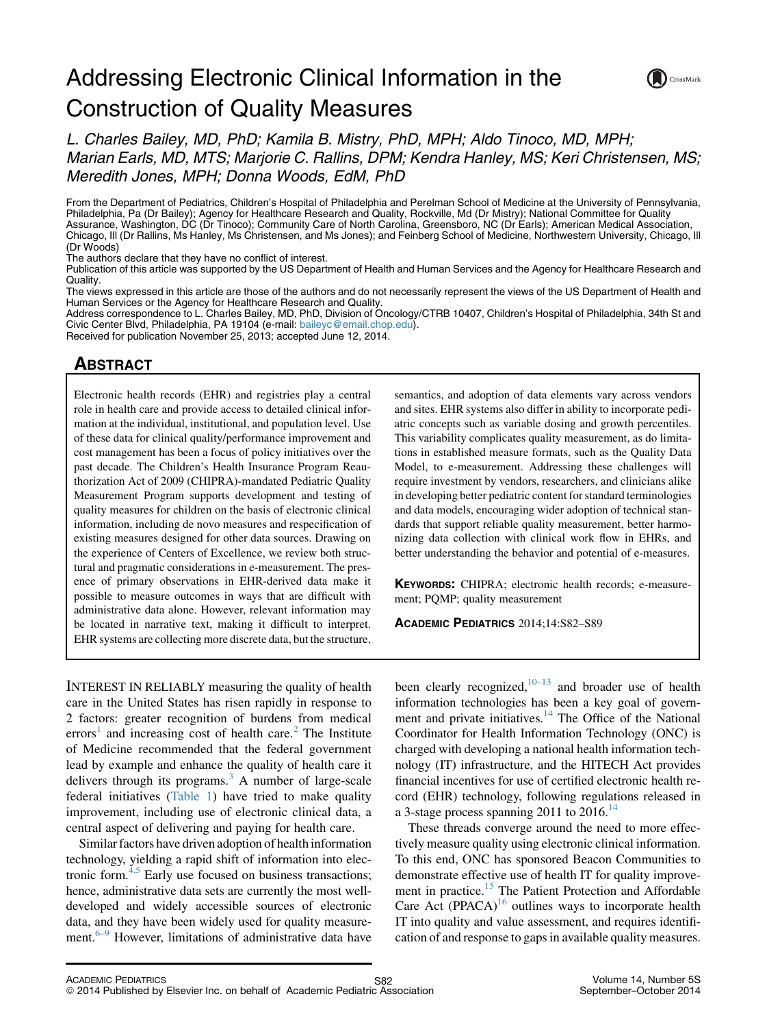# Addressing Electronic Clinical Information in the Construction of Quality Measures

*L. Charles Bailey, MD, PhD; Kamila B. Mistry, PhD, MPH; Aldo Tinoco, MD, MPH; Marian Earls, MD, MTS; Marjorie C. Rallins, DPM; Kendra Hanley, MS; Keri Christensen, MS; Meredith Jones, MPH; Donna Woods, EdM, PhD*

From the Department of Pediatrics, Children's Hospital of Philadelphia and Perelman School of Medicine at the University of Pennsylvania, Philadelphia, Pa (Dr Bailey); Agency for Healthcare Research and Quality, Rockville, Md (Dr Mistry); National Committee for Quality Assurance, Washington, DC (Dr Tinoco); Community Care of North Carolina, Greensboro, NC (Dr Earls); American Medical Association, Chicago, Ill (Dr Rallins, Ms Hanley, Ms Christensen, and Ms Jones); and Feinberg School of Medicine, Northwestern University, Chicago, Ill (Dr Woods)

The authors declare that they have no conflict of interest.

Publication of this article was supported by the US Department of Health and Human Services and the Agency for Healthcare Research and Quality.

The views expressed in this article are those of the authors and do not necessarily represent the views of the US Department of Health and Human Services or the Agency for Healthcare Research and Quality.

Address correspondence to L. Charles Bailey, MD, PhD, Division of Oncology/CTRB 10407, Children's Hospital of Philadelphia, 34th St and Civic Center Blvd, Philadelphia, PA 19104 (e-mail: baileyc@email.chop.edu).

Received for publication November 25, 2013; accepted June 12, 2014.

## Abstract

Electronic health records (EHR) and registries play a central role in health care and provide access to detailed clinical information at the individual, institutional, and population level. Use of these data for clinical quality/performance improvement and cost management has been a focus of policy initiatives over the past decade. The Children's Health Insurance Program Reauthorization Act of 2009 (CHIPRA)-mandated Pediatric Quality Measurement Program supports development and testing of quality measures for children on the basis of electronic clinical information, including de novo measures and respecification of existing measures designed for other data sources. Drawing on the experience of Centers of Excellence, we review both structural and pragmatic considerations in e-measurement. The presence of primary observations in EHR-derived data make it possible to measure outcomes in ways that are difficult with administrative data alone. However, relevant information may be located in narrative text, making it difficult to interpret. EHR systems are collecting more discrete data, but the structure, semantics, and adoption of data elements vary across vendors and sites. EHR systems also differ in ability to incorporate pediatric concepts such as variable dosing and growth percentiles. This variability complicates quality measurement, as do limitations in established measure formats, such as the Quality Data Model, to e-measurement. Addressing these challenges will require investment by vendors, researchers, and clinicians alike in developing better pediatric content for standard terminologies and data models, encouraging wider adoption of technical standards that support reliable quality measurement, better harmonizing data collection with clinical work flow in EHRs, and better understanding the behavior and potential of e-measures.

**Keywords:** CHIPRA; electronic health records; e-measurement; PQMP; quality measurement

INTEREST IN RELIABLY measuring the quality of health care in the United States has risen rapidly in response to 2 factors: greater recognition of burdens from medical errors[1] and increasing cost of health care.[2] The Institute of Medicine recommended that the federal government lead by example and enhance the quality of health care it delivers through its programs.[3] A number of large-scale federal initiatives (Table 1) have tried to make quality improvement, including use of electronic clinical data, a central aspect of delivering and paying for health care.

Similar factors have driven adoption of health information technology, yielding a rapid shift of information into electronic form.[4,5] Early use focused on business transactions; hence, administrative data sets are currently the most well-developed and widely accessible sources of electronic data, and they have been widely used for quality measurement.[6–9] However, limitations of administrative data have been clearly recognized,[10–13] and broader use of health information technologies has been a key goal of government and private initiatives.[14] The Office of the National Coordinator for Health Information Technology (ONC) is charged with developing a national health information technology (IT) infrastructure, and the HITECH Act provides financial incentives for use of certified electronic health record (EHR) technology, following regulations released in a 3-stage process spanning 2011 to 2016.[14]

These threads converge around the need to more effectively measure quality using electronic clinical information. To this end, ONC has sponsored Beacon Communities to demonstrate effective use of health IT for quality improvement in practice.[15] The Patient Protection and Affordable Care Act (PPACA)[16] outlines ways to incorporate health IT into quality and value assessment, and requires identification of and response to gaps in available quality measures.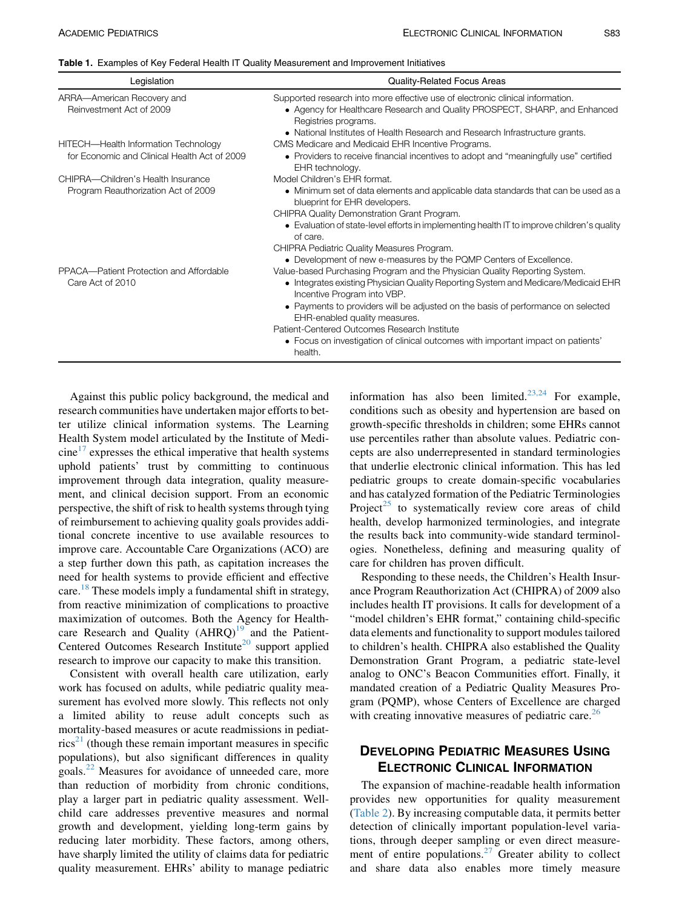**Table 1.** Examples of Key Federal Health IT Quality Measurement and Improvement Initiatives

| Legislation | Quality-Related Focus Areas |
| --- | --- |
| ARRA—American Recovery and Reinvestment Act of 2009 | Supported research into more effective use of electronic clinical information.<br>• Agency for Healthcare Research and Quality PROSPECT, SHARP, and Enhanced Registries programs.<br>• National Institutes of Health Research and Research Infrastructure grants. |
| HITECH—Health Information Technology for Economic and Clinical Health Act of 2009 | CMS Medicare and Medicaid EHR Incentive Programs.<br>• Providers to receive financial incentives to adopt and "meaningfully use" certified EHR technology. |
| CHIPRA—Children's Health Insurance Program Reauthorization Act of 2009 | Model Children's EHR format.<br>• Minimum set of data elements and applicable data standards that can be used as a blueprint for EHR developers.<br>CHIPRA Quality Demonstration Grant Program.<br>• Evaluation of state-level efforts in implementing health IT to improve children's quality of care.<br>CHIPRA Pediatric Quality Measures Program.<br>• Development of new e-measures by the PQMP Centers of Excellence. |
| PPACA—Patient Protection and Affordable Care Act of 2010 | Value-based Purchasing Program and the Physician Quality Reporting System.<br>• Integrates existing Physician Quality Reporting System and Medicare/Medicaid EHR Incentive Program into VBP.<br>• Payments to providers will be adjusted on the basis of performance on selected EHR-enabled quality measures.<br>Patient-Centered Outcomes Research Institute<br>• Focus on investigation of clinical outcomes with important impact on patients' health. |

Against this public policy background, the medical and research communities have undertaken major efforts to better utilize clinical information systems. The Learning Health System model articulated by the Institute of Medicine[17] expresses the ethical imperative that health systems uphold patients' trust by committing to continuous improvement through data integration, quality measurement, and clinical decision support. From an economic perspective, the shift of risk to health systems through tying of reimbursement to achieving quality goals provides additional concrete incentive to use available resources to improve care. Accountable Care Organizations (ACO) are a step further down this path, as capitation increases the need for health systems to provide efficient and effective care.[18] These models imply a fundamental shift in strategy, from reactive minimization of complications to proactive maximization of outcomes. Both the Agency for Healthcare Research and Quality (AHRQ)[19] and the Patient-Centered Outcomes Research Institute[20] support applied research to improve our capacity to make this transition.

Consistent with overall health care utilization, early work has focused on adults, while pediatric quality measurement has evolved more slowly. This reflects not only a limited ability to reuse adult concepts such as mortality-based measures or acute readmissions in pediatrics[21] (though these remain important measures in specific populations), but also significant differences in quality goals.[22] Measures for avoidance of unneeded care, more than reduction of morbidity from chronic conditions, play a larger part in pediatric quality assessment. Well-child care addresses preventive measures and normal growth and development, yielding long-term gains by reducing later morbidity. These factors, among others, have sharply limited the utility of claims data for pediatric quality measurement. EHRs' ability to manage pediatric information has also been limited.[23,24] For example, conditions such as obesity and hypertension are based on growth-specific thresholds in children; some EHRs cannot use percentiles rather than absolute values. Pediatric concepts are also underrepresented in standard terminologies that underlie electronic clinical information. This has led pediatric groups to create domain-specific vocabularies and has catalyzed formation of the Pediatric Terminologies Project[25] to systematically review core areas of child health, develop harmonized terminologies, and integrate the results back into community-wide standard terminologies. Nonetheless, defining and measuring quality of care for children has proven difficult.

Responding to these needs, the Children's Health Insurance Program Reauthorization Act (CHIPRA) of 2009 also includes health IT provisions. It calls for development of a "model children's EHR format," containing child-specific data elements and functionality to support modules tailored to children's health. CHIPRA also established the Quality Demonstration Grant Program, a pediatric state-level analog to ONC's Beacon Communities effort. Finally, it mandated creation of a Pediatric Quality Measures Program (PQMP), whose Centers of Excellence are charged with creating innovative measures of pediatric care.[26]

## Developing Pediatric Measures Using Electronic Clinical Information

The expansion of machine-readable health information provides new opportunities for quality measurement (Table 2). By increasing computable data, it permits better detection of clinically important population-level variations, through deeper sampling or even direct measurement of entire populations.[27] Greater ability to collect and share data also enables more timely measure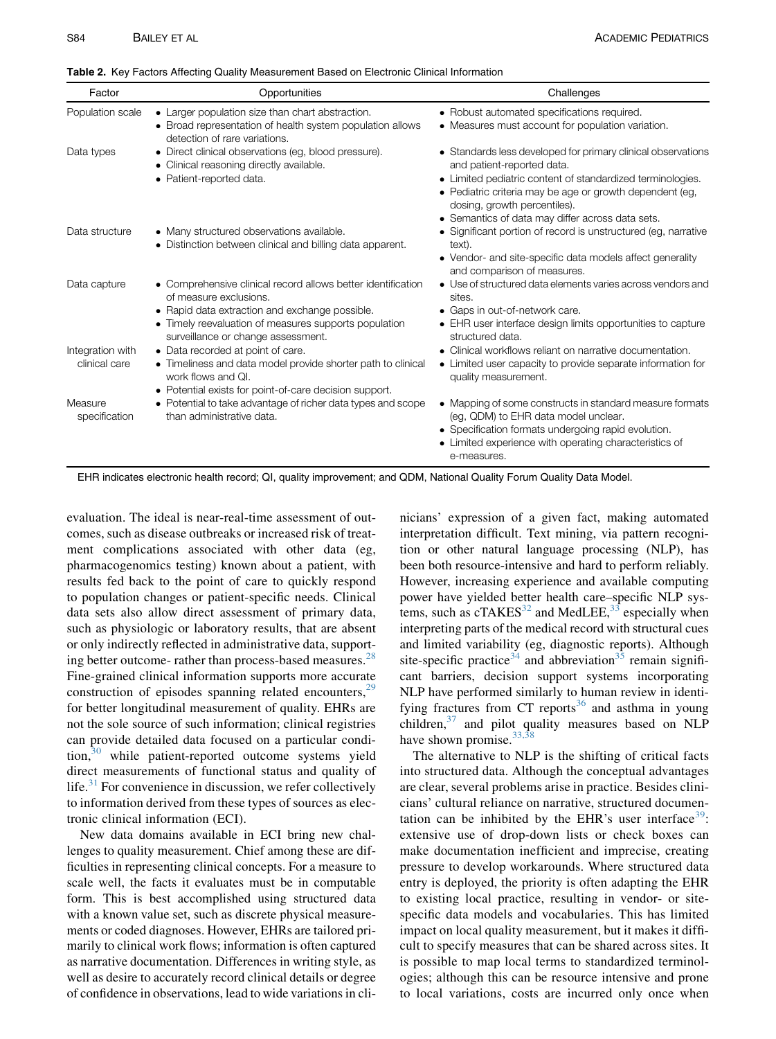**Table 2.** Key Factors Affecting Quality Measurement Based on Electronic Clinical Information

| Factor | Opportunities | Challenges |
|---|---|---|
| Population scale | • Larger population size than chart abstraction.<br>• Broad representation of health system population allows detection of rare variations. | • Robust automated specifications required.<br>• Measures must account for population variation. |
| Data types | • Direct clinical observations (eg, blood pressure).<br>• Clinical reasoning directly available.<br>• Patient-reported data. | • Standards less developed for primary clinical observations and patient-reported data.<br>• Limited pediatric content of standardized terminologies.<br>• Pediatric criteria may be age or growth dependent (eg, dosing, growth percentiles).<br>• Semantics of data may differ across data sets. |
| Data structure | • Many structured observations available.<br>• Distinction between clinical and billing data apparent. | • Significant portion of record is unstructured (eg, narrative text).<br>• Vendor- and site-specific data models affect generality and comparison of measures. |
| Data capture | • Comprehensive clinical record allows better identification of measure exclusions.<br>• Rapid data extraction and exchange possible.<br>• Timely reevaluation of measures supports population surveillance or change assessment. | • Use of structured data elements varies across vendors and sites.<br>• Gaps in out-of-network care.<br>• EHR user interface design limits opportunities to capture structured data. |
| Integration with clinical care | • Data recorded at point of care.<br>• Timeliness and data model provide shorter path to clinical work flows and QI.<br>• Potential exists for point-of-care decision support. | • Clinical workflows reliant on narrative documentation.<br>• Limited user capacity to provide separate information for quality measurement. |
| Measure specification | • Potential to take advantage of richer data types and scope than administrative data. | • Mapping of some constructs in standard measure formats (eg, QDM) to EHR data model unclear.<br>• Specification formats undergoing rapid evolution.<br>• Limited experience with operating characteristics of e-measures. |

EHR indicates electronic health record; QI, quality improvement; and QDM, National Quality Forum Quality Data Model.

evaluation. The ideal is near-real-time assessment of outcomes, such as disease outbreaks or increased risk of treatment complications associated with other data (eg, pharmacogenomics testing) known about a patient, with results fed back to the point of care to quickly respond to population changes or patient-specific needs. Clinical data sets also allow direct assessment of primary data, such as physiologic or laboratory results, that are absent or only indirectly reflected in administrative data, supporting better outcome- rather than process-based measures.[28] Fine-grained clinical information supports more accurate construction of episodes spanning related encounters,[29] for better longitudinal measurement of quality. EHRs are not the sole source of such information; clinical registries can provide detailed data focused on a particular condition,[30] while patient-reported outcome systems yield direct measurements of functional status and quality of life.[31] For convenience in discussion, we refer collectively to information derived from these types of sources as electronic clinical information (ECI).

New data domains available in ECI bring new challenges to quality measurement. Chief among these are difficulties in representing clinical concepts. For a measure to scale well, the facts it evaluates must be in computable form. This is best accomplished using structured data with a known value set, such as discrete physical measurements or coded diagnoses. However, EHRs are tailored primarily to clinical work flows; information is often captured as narrative documentation. Differences in writing style, as well as desire to accurately record clinical details or degree of confidence in observations, lead to wide variations in clinicians' expression of a given fact, making automated interpretation difficult. Text mining, via pattern recognition or other natural language processing (NLP), has been both resource-intensive and hard to perform reliably. However, increasing experience and available computing power have yielded better health care–specific NLP systems, such as cTAKES[32] and MedLEE,[33] especially when interpreting parts of the medical record with structural cues and limited variability (eg, diagnostic reports). Although site-specific practice[34] and abbreviation[35] remain significant barriers, decision support systems incorporating NLP have performed similarly to human review in identifying fractures from CT reports[36] and asthma in young children,[37] and pilot quality measures based on NLP have shown promise.[33,38]

The alternative to NLP is the shifting of critical facts into structured data. Although the conceptual advantages are clear, several problems arise in practice. Besides clinicians' cultural reliance on narrative, structured documentation can be inhibited by the EHR's user interface[39]: extensive use of drop-down lists or check boxes can make documentation inefficient and imprecise, creating pressure to develop workarounds. Where structured data entry is deployed, the priority is often adapting the EHR to existing local practice, resulting in vendor- or site-specific data models and vocabularies. This has limited impact on local quality measurement, but it makes it difficult to specify measures that can be shared across sites. It is possible to map local terms to standardized terminologies; although this can be resource intensive and prone to local variations, costs are incurred only once when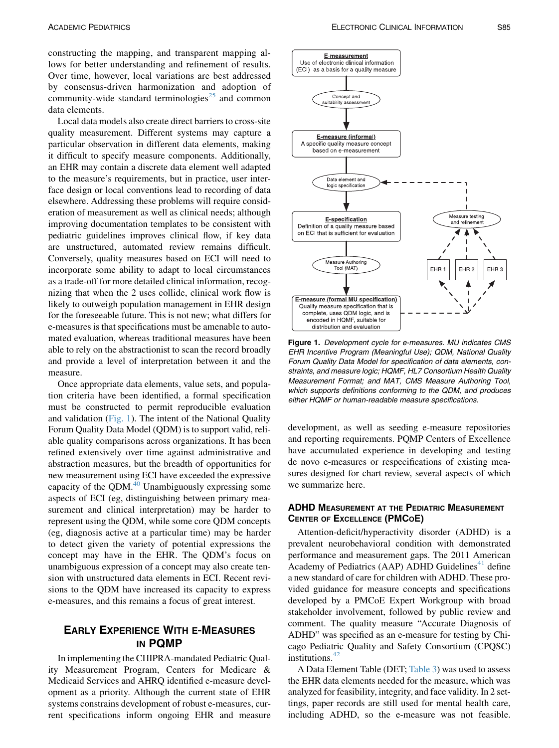constructing the mapping, and transparent mapping allows for better understanding and refinement of results. Over time, however, local variations are best addressed by consensus-driven harmonization and adoption of community-wide standard terminologies[25] and common data elements.

Local data models also create direct barriers to cross-site quality measurement. Different systems may capture a particular observation in different data elements, making it difficult to specify measure components. Additionally, an EHR may contain a discrete data element well adapted to the measure's requirements, but in practice, user interface design or local conventions lead to recording of data elsewhere. Addressing these problems will require consideration of measurement as well as clinical needs; although improving documentation templates to be consistent with pediatric guidelines improves clinical flow, if key data are unstructured, automated review remains difficult. Conversely, quality measures based on ECI will need to incorporate some ability to adapt to local circumstances as a trade-off for more detailed clinical information, recognizing that when the 2 uses collide, clinical work flow is likely to outweigh population management in EHR design for the foreseeable future. This is not new; what differs for e-measures is that specifications must be amenable to automated evaluation, whereas traditional measures have been able to rely on the abstractionist to scan the record broadly and provide a level of interpretation between it and the measure.

Once appropriate data elements, value sets, and population criteria have been identified, a formal specification must be constructed to permit reproducible evaluation and validation (Fig. 1). The intent of the National Quality Forum Quality Data Model (QDM) is to support valid, reliable quality comparisons across organizations. It has been refined extensively over time against administrative and abstraction measures, but the breadth of opportunities for new measurement using ECI have exceeded the expressive capacity of the QDM.[40] Unambiguously expressing some aspects of ECI (eg, distinguishing between primary measurement and clinical interpretation) may be harder to represent using the QDM, while some core QDM concepts (eg, diagnosis active at a particular time) may be harder to detect given the variety of potential expressions the concept may have in the EHR. The QDM's focus on unambiguous expression of a concept may also create tension with unstructured data elements in ECI. Recent revisions to the QDM have increased its capacity to express e-measures, and this remains a focus of great interest.

E-measurement
Use of electronic clinical information (ECI) as a basis for a quality measure

Concept and suitability assessment

E-measure (informal)
A specific quality measure concept based on e-measurement

Data element and logic specification

E-specification
Definition of a quality measure based on ECI that is sufficient for evaluation

Measure Authoring Tool (MAT)

E-measure (formal MU specification)
Quality measure specification that is complete, uses QDM logic, and is encoded in HQMF, suitable for distribution and evaluation

Measure testing and refinement

EHR 1

EHR 2

EHR 3

**Figure 1.** *Development cycle for e-measures. MU indicates CMS EHR Incentive Program (Meaningful Use); QDM, National Quality Forum Quality Data Model for specification of data elements, constraints, and measure logic; HQMF, HL7 Consortium Health Quality Measurement Format; and MAT, CMS Measure Authoring Tool, which supports definitions conforming to the QDM, and produces either HQMF or human-readable measure specifications.*

## Early Experience With e-Measures in PQMP

In implementing the CHIPRA-mandated Pediatric Quality Measurement Program, Centers for Medicare & Medicaid Services and AHRQ identified e-measure development as a priority. Although the current state of EHR systems constrains development of robust e-measures, current specifications inform ongoing EHR and measure development, as well as seeding e-measure repositories and reporting requirements. PQMP Centers of Excellence have accumulated experience in developing and testing de novo e-measures or respecifications of existing measures designed for chart review, several aspects of which we summarize here.

### ADHD Measurement at the Pediatric Measurement Center of Excellence (PMCoE)

Attention-deficit/hyperactivity disorder (ADHD) is a prevalent neurobehavioral condition with demonstrated performance and measurement gaps. The 2011 American Academy of Pediatrics (AAP) ADHD Guidelines[41] define a new standard of care for children with ADHD. These provided guidance for measure concepts and specifications developed by a PMCoE Expert Workgroup with broad stakeholder involvement, followed by public review and comment. The quality measure "Accurate Diagnosis of ADHD" was specified as an e-measure for testing by Chicago Pediatric Quality and Safety Consortium (CPQSC) institutions.[42]

A Data Element Table (DET; Table 3) was used to assess the EHR data elements needed for the measure, which was analyzed for feasibility, integrity, and face validity. In 2 settings, paper records are still used for mental health care, including ADHD, so the e-measure was not feasible.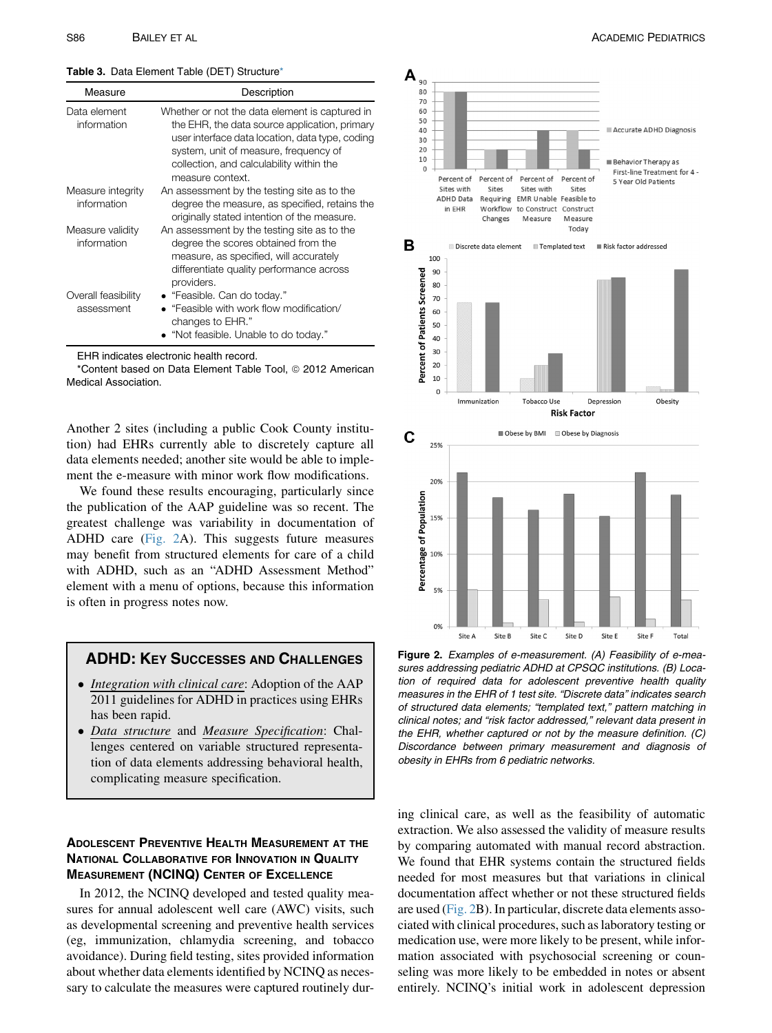**Table 3.** Data Element Table (DET) Structure*

| Measure | Description |
|---|---|
| Data element information | Whether or not the data element is captured in the EHR, the data source application, primary user interface data location, data type, coding system, unit of measure, frequency of collection, and calculability within the measure context. |
| Measure integrity information | An assessment by the testing site as to the degree the measure, as specified, retains the originally stated intention of the measure. |
| Measure validity information | An assessment by the testing site as to the degree the scores obtained from the measure, as specified, will accurately differentiate quality performance across providers. |
| Overall feasibility assessment | • "Feasible. Can do today." • "Feasible with work flow modification/changes to EHR." • "Not feasible. Unable to do today." |

EHR indicates electronic health record.

*Content based on Data Element Table Tool, © 2012 American Medical Association.

Another 2 sites (including a public Cook County institution) had EHRs currently able to discretely capture all data elements needed; another site would be able to implement the e-measure with minor work flow modifications.

We found these results encouraging, particularly since the publication of the AAP guideline was so recent. The greatest challenge was variability in documentation of ADHD care (Fig. 2A). This suggests future measures may benefit from structured elements for care of a child with ADHD, such as an "ADHD Assessment Method" element with a menu of options, because this information is often in progress notes now.

> **ADHD: Key Successes and Challenges**
>
> - *Integration with clinical care*: Adoption of the AAP 2011 guidelines for ADHD in practices using EHRs has been rapid.
> - *Data structure* and *Measure Specification*: Challenges centered on variable structured representation of data elements addressing behavioral health, complicating measure specification.

### Adolescent Preventive Health Measurement at the National Collaborative for Innovation in Quality Measurement (NCINQ) Center of Excellence

In 2012, the NCINQ developed and tested quality measures for annual adolescent well care (AWC) visits, such as developmental screening and preventive health services (eg, immunization, chlamydia screening, and tobacco avoidance). During field testing, sites provided information about whether data elements identified by NCINQ as necessary to calculate the measures were captured routinely during clinical care, as well as the feasibility of automatic extraction. We also assessed the validity of measure results by comparing automated with manual record abstraction. We found that EHR systems contain the structured fields needed for most measures but that variations in clinical documentation affect whether or not these structured fields are used (Fig. 2B). In particular, discrete data elements associated with clinical procedures, such as laboratory testing or medication use, were more likely to be present, while information associated with psychosocial screening or counseling was more likely to be embedded in notes or absent entirely. NCINQ's initial work in adolescent depression

**Figure 2.** *Examples of e-measurement. (A) Feasibility of e-measures addressing pediatric ADHD at CPSQC institutions. (B) Location of required data for adolescent preventive health quality measures in the EHR of 1 test site. "Discrete data" indicates search of structured data elements; "templated text," pattern matching in clinical notes; and "risk factor addressed," relevant data present in the EHR, whether captured or not by the measure definition. (C) Discordance between primary measurement and diagnosis of obesity in EHRs from 6 pediatric networks.*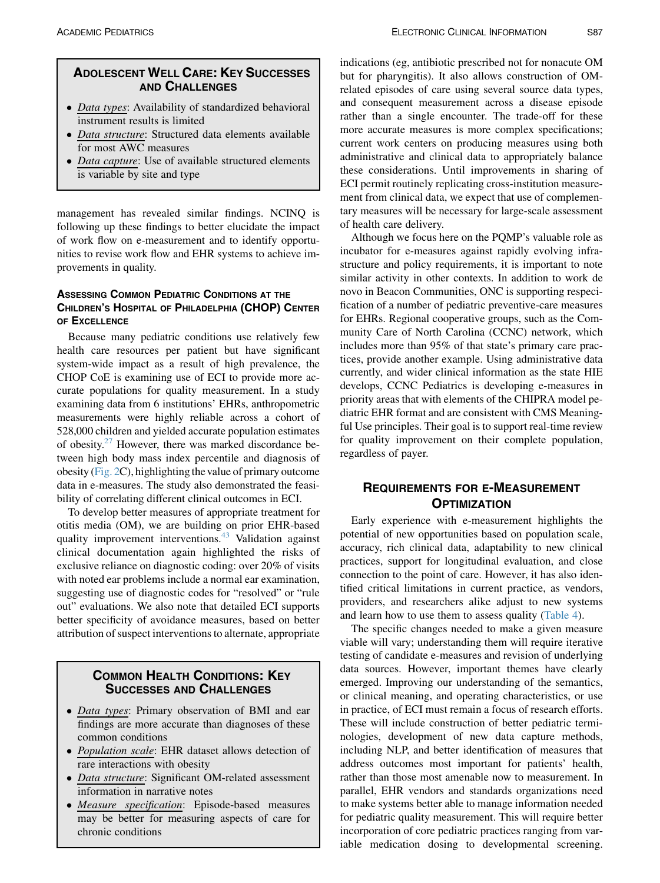## Adolescent Well Care: Key Successes and Challenges

- *Data types*: Availability of standardized behavioral instrument results is limited
- *Data structure*: Structured data elements available for most AWC measures
- *Data capture*: Use of available structured elements is variable by site and type

management has revealed similar findings. NCINQ is following up these findings to better elucidate the impact of work flow on e-measurement and to identify opportunities to revise work flow and EHR systems to achieve improvements in quality.

### Assessing Common Pediatric Conditions at the Children's Hospital of Philadelphia (CHOP) Center of Excellence

Because many pediatric conditions use relatively few health care resources per patient but have significant system-wide impact as a result of high prevalence, the CHOP CoE is examining use of ECI to provide more accurate populations for quality measurement. In a study examining data from 6 institutions' EHRs, anthropometric measurements were highly reliable across a cohort of 528,000 children and yielded accurate population estimates of obesity.[27] However, there was marked discordance between high body mass index percentile and diagnosis of obesity (Fig. 2C), highlighting the value of primary outcome data in e-measures. The study also demonstrated the feasibility of correlating different clinical outcomes in ECI.

To develop better measures of appropriate treatment for otitis media (OM), we are building on prior EHR-based quality improvement interventions.[43] Validation against clinical documentation again highlighted the risks of exclusive reliance on diagnostic coding: over 20% of visits with noted ear problems include a normal ear examination, suggesting use of diagnostic codes for "resolved" or "rule out" evaluations. We also note that detailed ECI supports better specificity of avoidance measures, based on better attribution of suspect interventions to alternate, appropriate indications (eg, antibiotic prescribed not for nonacute OM but for pharyngitis). It also allows construction of OM-related episodes of care using several source data types, and consequent measurement across a disease episode rather than a single encounter. The trade-off for these more accurate measures is more complex specifications; current work centers on producing measures using both administrative and clinical data to appropriately balance these considerations. Until improvements in sharing of ECI permit routinely replicating cross-institution measurement from clinical data, we expect that use of complementary measures will be necessary for large-scale assessment of health care delivery.

## Common Health Conditions: Key Successes and Challenges

- *Data types*: Primary observation of BMI and ear findings are more accurate than diagnoses of these common conditions
- *Population scale*: EHR dataset allows detection of rare interactions with obesity
- *Data structure*: Significant OM-related assessment information in narrative notes
- *Measure specification*: Episode-based measures may be better for measuring aspects of care for chronic conditions

Although we focus here on the PQMP's valuable role as incubator for e-measures against rapidly evolving infrastructure and policy requirements, it is important to note similar activity in other contexts. In addition to work de novo in Beacon Communities, ONC is supporting respecification of a number of pediatric preventive-care measures for EHRs. Regional cooperative groups, such as the Community Care of North Carolina (CCNC) network, which includes more than 95% of that state's primary care practices, provide another example. Using administrative data currently, and wider clinical information as the state HIE develops, CCNC Pediatrics is developing e-measures in priority areas that with elements of the CHIPRA model pediatric EHR format and are consistent with CMS Meaningful Use principles. Their goal is to support real-time review for quality improvement on their complete population, regardless of payer.

## Requirements for E-Measurement Optimization

Early experience with e-measurement highlights the potential of new opportunities based on population scale, accuracy, rich clinical data, adaptability to new clinical practices, support for longitudinal evaluation, and close connection to the point of care. However, it has also identified critical limitations in current practice, as vendors, providers, and researchers alike adjust to new systems and learn how to use them to assess quality (Table 4).

The specific changes needed to make a given measure viable will vary; understanding them will require iterative testing of candidate e-measures and revision of underlying data sources. However, important themes have clearly emerged. Improving our understanding of the semantics, or clinical meaning, and operating characteristics, or use in practice, of ECI must remain a focus of research efforts. These will include construction of better pediatric terminologies, development of new data capture methods, including NLP, and better identification of measures that address outcomes most important for patients' health, rather than those most amenable now to measurement. In parallel, EHR vendors and standards organizations need to make systems better able to manage information needed for pediatric quality measurement. This will require better incorporation of core pediatric practices ranging from variable medication dosing to developmental screening.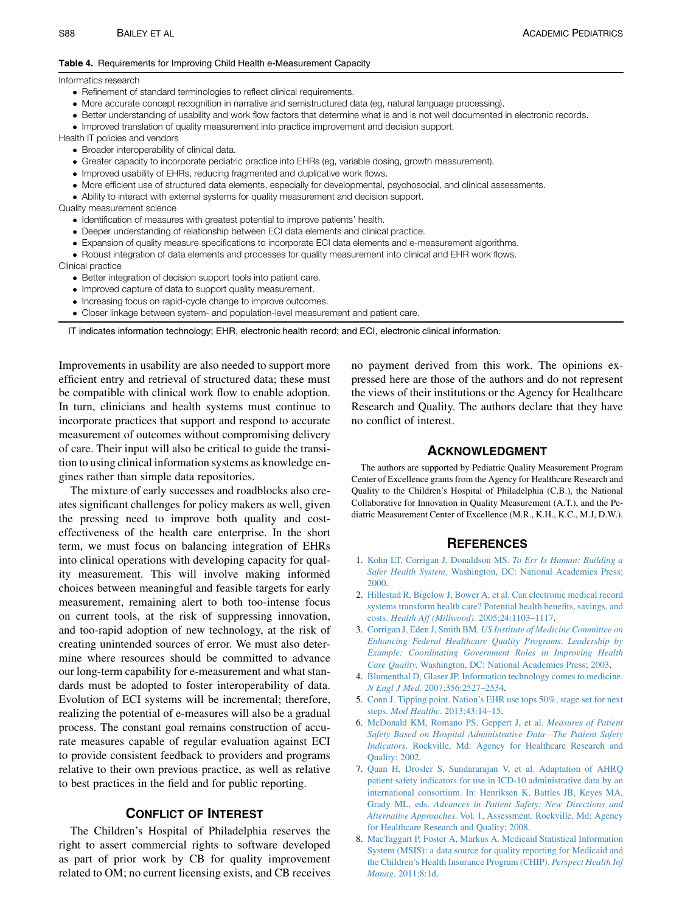**Table 4.** Requirements for Improving Child Health e-Measurement Capacity

Informatics research

- Refinement of standard terminologies to reflect clinical requirements.
- More accurate concept recognition in narrative and semistructured data (eg, natural language processing).
- Better understanding of usability and work flow factors that determine what is and is not well documented in electronic records.
- Improved translation of quality measurement into practice improvement and decision support.

Health IT policies and vendors

- Broader interoperability of clinical data.
- Greater capacity to incorporate pediatric practice into EHRs (eg, variable dosing, growth measurement).
- Improved usability of EHRs, reducing fragmented and duplicative work flows.
- More efficient use of structured data elements, especially for developmental, psychosocial, and clinical assessments.
- Ability to interact with external systems for quality measurement and decision support.

Quality measurement science

- Identification of measures with greatest potential to improve patients' health.
- Deeper understanding of relationship between ECI data elements and clinical practice.
- Expansion of quality measure specifications to incorporate ECI data elements and e-measurement algorithms.
- Robust integration of data elements and processes for quality measurement into clinical and EHR work flows.

Clinical practice

- Better integration of decision support tools into patient care.
- Improved capture of data to support quality measurement.
- Increasing focus on rapid-cycle change to improve outcomes.
- Closer linkage between system- and population-level measurement and patient care.

IT indicates information technology; EHR, electronic health record; and ECI, electronic clinical information.

Improvements in usability are also needed to support more efficient entry and retrieval of structured data; these must be compatible with clinical work flow to enable adoption. In turn, clinicians and health systems must continue to incorporate practices that support and respond to accurate measurement of outcomes without compromising delivery of care. Their input will also be critical to guide the transition to using clinical information systems as knowledge engines rather than simple data repositories.

The mixture of early successes and roadblocks also creates significant challenges for policy makers as well, given the pressing need to improve both quality and cost-effectiveness of the health care enterprise. In the short term, we must focus on balancing integration of EHRs into clinical operations with developing capacity for quality measurement. This will involve making informed choices between meaningful and feasible targets for early measurement, remaining alert to both too-intense focus on current tools, at the risk of suppressing innovation, and too-rapid adoption of new technology, at the risk of creating unintended sources of error. We must also determine where resources should be committed to advance our long-term capability for e-measurement and what standards must be adopted to foster interoperability of data. Evolution of ECI systems will be incremental; therefore, realizing the potential of e-measures will also be a gradual process. The constant goal remains construction of accurate measures capable of regular evaluation against ECI to provide consistent feedback to providers and programs relative to their own previous practice, as well as relative to best practices in the field and for public reporting.

## Conflict of Interest

The Children's Hospital of Philadelphia reserves the right to assert commercial rights to software developed as part of prior work by CB for quality improvement related to OM; no current licensing exists, and CB receives no payment derived from this work. The opinions expressed here are those of the authors and do not represent the views of their institutions or the Agency for Healthcare Research and Quality. The authors declare that they have no conflict of interest.

## Acknowledgment

The authors are supported by Pediatric Quality Measurement Program Center of Excellence grants from the Agency for Healthcare Research and Quality to the Children's Hospital of Philadelphia (C.B.), the National Collaborative for Innovation in Quality Measurement (A.T.), and the Pediatric Measurement Center of Excellence (M.R., K.H., K.C., M.J, D.W.).

## References

1. Kohn LT, Corrigan J, Donaldson MS. *To Err Is Human: Building a Safer Health System*. Washington, DC: National Academies Press; 2000.
2. Hillestad R, Bigelow J, Bower A, et al. Can electronic medical record systems transform health care? Potential health benefits, savings, and costs. *Health Aff (Millwood)*. 2005;24:1103–1117.
3. Corrigan J, Eden J, Smith BM. *US Institute of Medicine Committee on Enhancing Federal Healthcare Quality Programs. Leadership by Example: Coordinating Government Roles in Improving Health Care Quality*. Washington, DC: National Academies Press; 2003.
4. Blumenthal D, Glaser JP. Information technology comes to medicine. *N Engl J Med*. 2007;356:2527–2534.
5. Conn J. Tipping point. Nation's EHR use tops 50%, stage set for next steps. *Mod Healthc*. 2013;43:14–15.
6. McDonald KM, Romano PS, Geppert J, et al. *Measures of Patient Safety Based on Hospital Administrative Data—The Patient Safety Indicators*. Rockville, Md: Agency for Healthcare Research and Quality; 2002.
7. Quan H, Drosler S, Sundararajan V, et al. Adaptation of AHRQ patient safety indicators for use in ICD-10 administrative data by an international consortium. In: Henriksen K, Battles JB, Keyes MA, Grady ML, eds. *Advances in Patient Safety: New Directions and Alternative Approaches*. Vol. 1, Assessment. Rockville, Md: Agency for Healthcare Research and Quality; 2008.
8. MacTaggart P, Foster A, Markus A. Medicaid Statistical Information System (MSIS): a data source for quality reporting for Medicaid and the Children's Health Insurance Program (CHIP). *Perspect Health Inf Manag*. 2011;8:1d.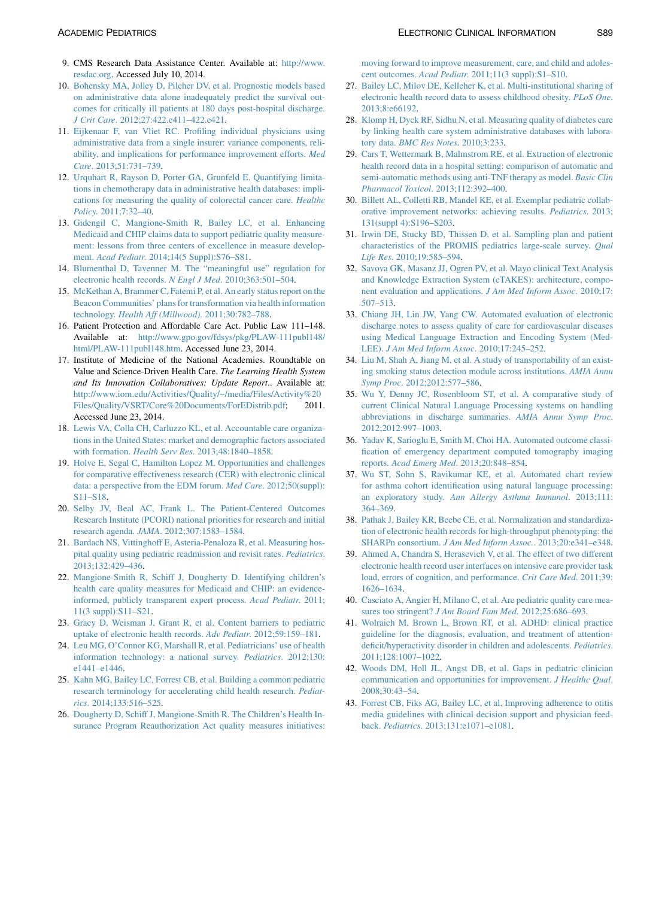9. CMS Research Data Assistance Center. Available at: http://www.resdac.org. Accessed July 10, 2014.
10. Bohensky MA, Jolley D, Pilcher DV, et al. Prognostic models based on administrative data alone inadequately predict the survival outcomes for critically ill patients at 180 days post-hospital discharge. *J Crit Care*. 2012;27:422.e411–422.e421.
11. Eijkenaar F, van Vliet RC. Profiling individual physicians using administrative data from a single insurer: variance components, reliability, and implications for performance improvement efforts. *Med Care*. 2013;51:731–739.
12. Urquhart R, Rayson D, Porter GA, Grunfeld E. Quantifying limitations in chemotherapy data in administrative health databases: implications for measuring the quality of colorectal cancer care. *Healthc Policy*. 2011;7:32–40.
13. Gidengil C, Mangione-Smith R, Bailey LC, et al. Enhancing Medicaid and CHIP claims data to support pediatric quality measurement: lessons from three centers of excellence in measure development. *Acad Pediatr*. 2014;14(5 Suppl):S76–S81.
14. Blumenthal D, Tavenner M. The "meaningful use" regulation for electronic health records. *N Engl J Med*. 2010;363:501–504.
15. McKethan A, Brammer C, Fatemi P, et al. An early status report on the Beacon Communities' plans for transformation via health information technology. *Health Aff (Millwood)*. 2011;30:782–788.
16. Patient Protection and Affordable Care Act. Public Law 111–148. Available at: http://www.gpo.gov/fdsys/pkg/PLAW-111publ148/html/PLAW-111publ148.htm. Accessed June 23, 2014.
17. Institute of Medicine of the National Academies. Roundtable on Value and Science-Driven Health Care. *The Learning Health System and Its Innovation Collaboratives: Update Report.*. Available at: http://www.iom.edu/Activities/Quality/~/media/Files/Activity%20Files/Quality/VSRT/Core%20Documents/ForEDistrib.pdf; 2011. Accessed June 23, 2014.
18. Lewis VA, Colla CH, Carluzzo KL, et al. Accountable care organizations in the United States: market and demographic factors associated with formation. *Health Serv Res*. 2013;48:1840–1858.
19. Holve E, Segal C, Hamilton Lopez M. Opportunities and challenges for comparative effectiveness research (CER) with electronic clinical data: a perspective from the EDM forum. *Med Care*. 2012;50(suppl):S11–S18.
20. Selby JV, Beal AC, Frank L. The Patient-Centered Outcomes Research Institute (PCORI) national priorities for research and initial research agenda. *JAMA*. 2012;307:1583–1584.
21. Bardach NS, Vittinghoff E, Asteria-Penaloza R, et al. Measuring hospital quality using pediatric readmission and revisit rates. *Pediatrics*. 2013;132:429–436.
22. Mangione-Smith R, Schiff J, Dougherty D. Identifying children's health care quality measures for Medicaid and CHIP: an evidence-informed, publicly transparent expert process. *Acad Pediatr*. 2011;11(3 suppl):S11–S21.
23. Gracy D, Weisman J, Grant R, et al. Content barriers to pediatric uptake of electronic health records. *Adv Pediatr*. 2012;59:159–181.
24. Leu MG, O'Connor KG, Marshall R, et al. Pediatricians' use of health information technology: a national survey. *Pediatrics*. 2012;130:e1441–e1446.
25. Kahn MG, Bailey LC, Forrest CB, et al. Building a common pediatric research terminology for accelerating child health research. *Pediatrics*. 2014;133:516–525.
26. Dougherty D, Schiff J, Mangione-Smith R. The Children's Health Insurance Program Reauthorization Act quality measures initiatives: moving forward to improve measurement, care, and child and adolescent outcomes. *Acad Pediatr*. 2011;11(3 suppl):S1–S10.
27. Bailey LC, Milov DE, Kelleher K, et al. Multi-institutional sharing of electronic health record data to assess childhood obesity. *PLoS One*. 2013;8:e66192.
28. Klomp H, Dyck RF, Sidhu N, et al. Measuring quality of diabetes care by linking health care system administrative databases with laboratory data. *BMC Res Notes*. 2010;3:233.
29. Cars T, Wettermark B, Malmstrom RE, et al. Extraction of electronic health record data in a hospital setting: comparison of automatic and semi-automatic methods using anti-TNF therapy as model. *Basic Clin Pharmacol Toxicol*. 2013;112:392–400.
30. Billett AL, Colletti RB, Mandel KE, et al. Exemplar pediatric collaborative improvement networks: achieving results. *Pediatrics*. 2013;131(suppl 4):S196–S203.
31. Irwin DE, Stucky BD, Thissen D, et al. Sampling plan and patient characteristics of the PROMIS pediatrics large-scale survey. *Qual Life Res*. 2010;19:585–594.
32. Savova GK, Masanz JJ, Ogren PV, et al. Mayo clinical Text Analysis and Knowledge Extraction System (cTAKES): architecture, component evaluation and applications. *J Am Med Inform Assoc*. 2010;17:507–513.
33. Chiang JH, Lin JW, Yang CW. Automated evaluation of electronic discharge notes to assess quality of care for cardiovascular diseases using Medical Language Extraction and Encoding System (MedLEE). *J Am Med Inform Assoc*. 2010;17:245–252.
34. Liu M, Shah A, Jiang M, et al. A study of transportability of an existing smoking status detection module across institutions. *AMIA Annu Symp Proc*. 2012;2012:577–586.
35. Wu Y, Denny JC, Rosenbloom ST, et al. A comparative study of current Clinical Natural Language Processing systems on handling abbreviations in discharge summaries. *AMIA Annu Symp Proc*. 2012;2012:997–1003.
36. Yadav K, Sarioglu E, Smith M, Choi HA. Automated outcome classification of emergency department computed tomography imaging reports. *Acad Emerg Med*. 2013;20:848–854.
37. Wu ST, Sohn S, Ravikumar KE, et al. Automated chart review for asthma cohort identification using natural language processing: an exploratory study. *Ann Allergy Asthma Immunol*. 2013;111:364–369.
38. Pathak J, Bailey KR, Beebe CE, et al. Normalization and standardization of electronic health records for high-throughput phenotyping: the SHARPn consortium. *J Am Med Inform Assoc.*. 2013;20:e341–e348.
39. Ahmed A, Chandra S, Herasevich V, et al. The effect of two different electronic health record user interfaces on intensive care provider task load, errors of cognition, and performance. *Crit Care Med*. 2011;39:1626–1634.
40. Casciato A, Angier H, Milano C, et al. Are pediatric quality care measures too stringent? *J Am Board Fam Med*. 2012;25:686–693.
41. Wolraich M, Brown L, Brown RT, et al. ADHD: clinical practice guideline for the diagnosis, evaluation, and treatment of attention-deficit/hyperactivity disorder in children and adolescents. *Pediatrics*. 2011;128:1007–1022.
42. Woods DM, Holl JL, Angst DB, et al. Gaps in pediatric clinician communication and opportunities for improvement. *J Healthc Qual*. 2008;30:43–54.
43. Forrest CB, Fiks AG, Bailey LC, et al. Improving adherence to otitis media guidelines with clinical decision support and physician feedback. *Pediatrics*. 2013;131:e1071–e1081.